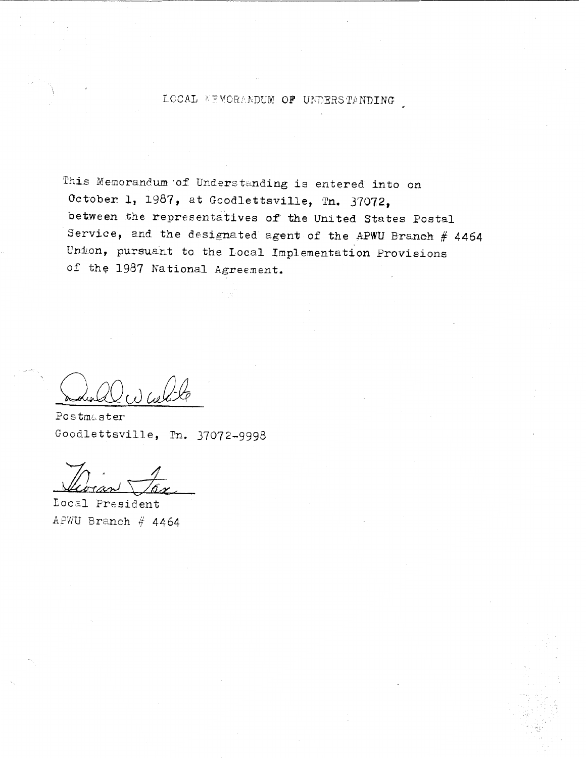# LOCAL MEMORANDUM OF UNDERSTANDING

This Memorandum of Understanding is entered into on October 1, 1987, at Goodlettsville, Tn. 37072, between the representatives of the United States Postal Service, and the designated agent of the APWU Branch # 4464 Union, pursuant to the Local Implementation Provisions of the 1987 National Agreement.

Postmaster
Goodlettsville, Tn. 37072-9998

Local President
APWU Branch # 4464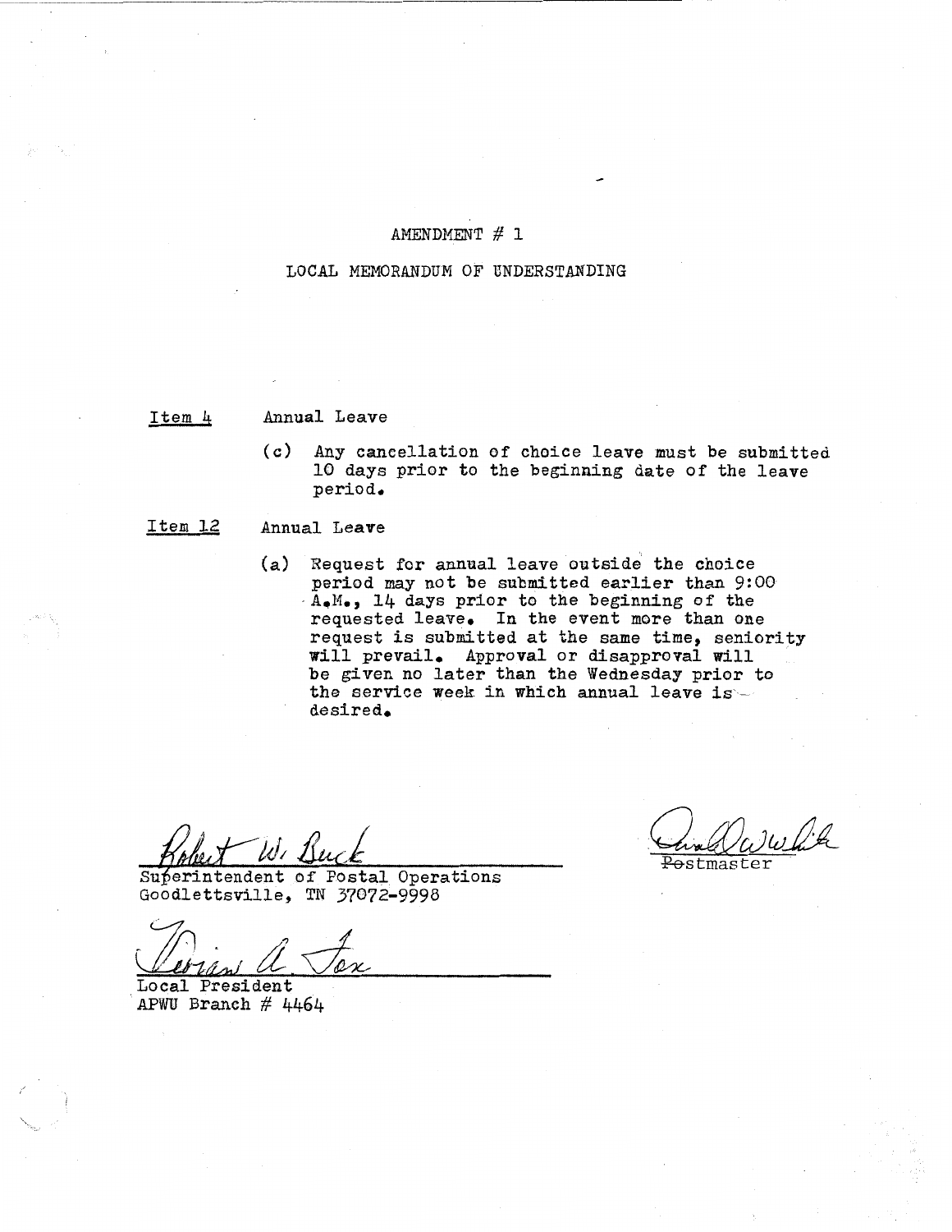# AMENDMENT # 1

## LOCAL MEMORANDUM OF UNDERSTANDING

**Item 4** Annual Leave

(c) Any cancellation of choice leave must be submitted 10 days prior to the beginning date of the leave period.

**Item 12** Annual Leave

(a) Request for annual leave outside the choice period may not be submitted earlier than 9:00 A.M., 14 days prior to the beginning of the requested leave. In the event more than one request is submitted at the same time, seniority will prevail. Approval or disapproval will be given no later than the Wednesday prior to the service week in which annual leave is desired.

Robert W. Buck
Superintendent of Postal Operations
Goodlettsville, TN 37072-9998

~~Po~~stmaster

Local President
APWU Branch # 4464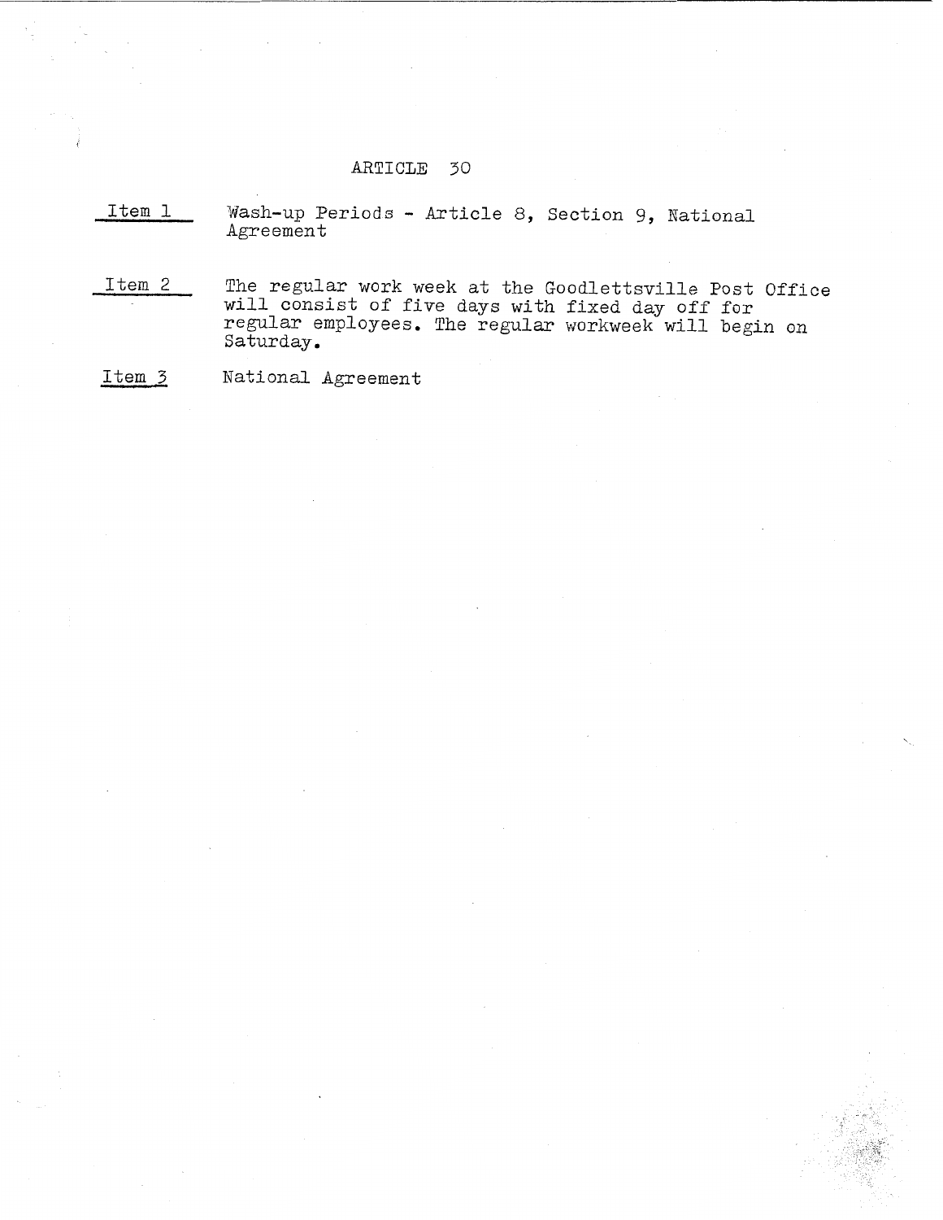# ARTICLE 30

**Item 1** Wash-up Periods - Article 8, Section 9, National Agreement

**Item 2** The regular work week at the Goodlettsville Post Office will consist of five days with fixed day off for regular employees. The regular workweek will begin on Saturday.

**Item 3** National Agreement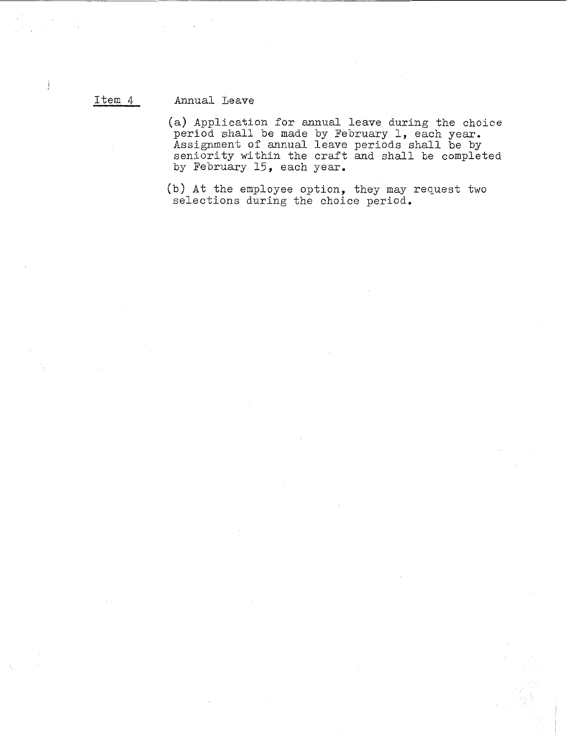Item 4 Annual Leave

(a) Application for annual leave during the choice period shall be made by February 1, each year. Assignment of annual leave periods shall be by seniority within the craft and shall be completed by February 15, each year.

(b) At the employee option, they may request two selections during the choice period.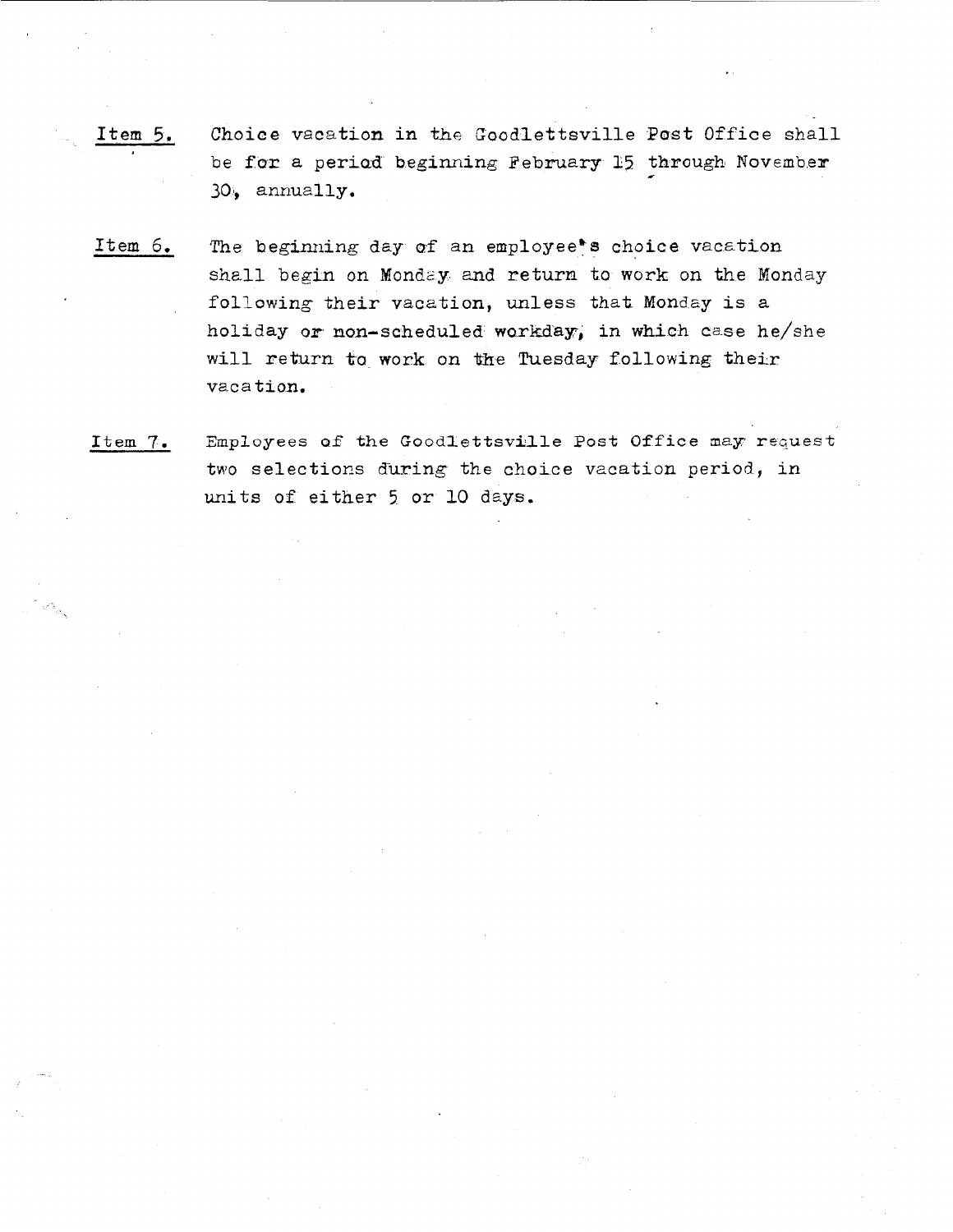**Item 5.** Choice vacation in the Goodlettsville Post Office shall be for a period beginning February 15 through November 30, annually.

**Item 6.** The beginning day of an employee's choice vacation shall begin on Monday and return to work on the Monday following their vacation, unless that Monday is a holiday or non-scheduled workday, in which case he/she will return to work on the Tuesday following their vacation.

**Item 7.** Employees of the Goodlettsville Post Office may request two selections during the choice vacation period, in units of either 5 or 10 days.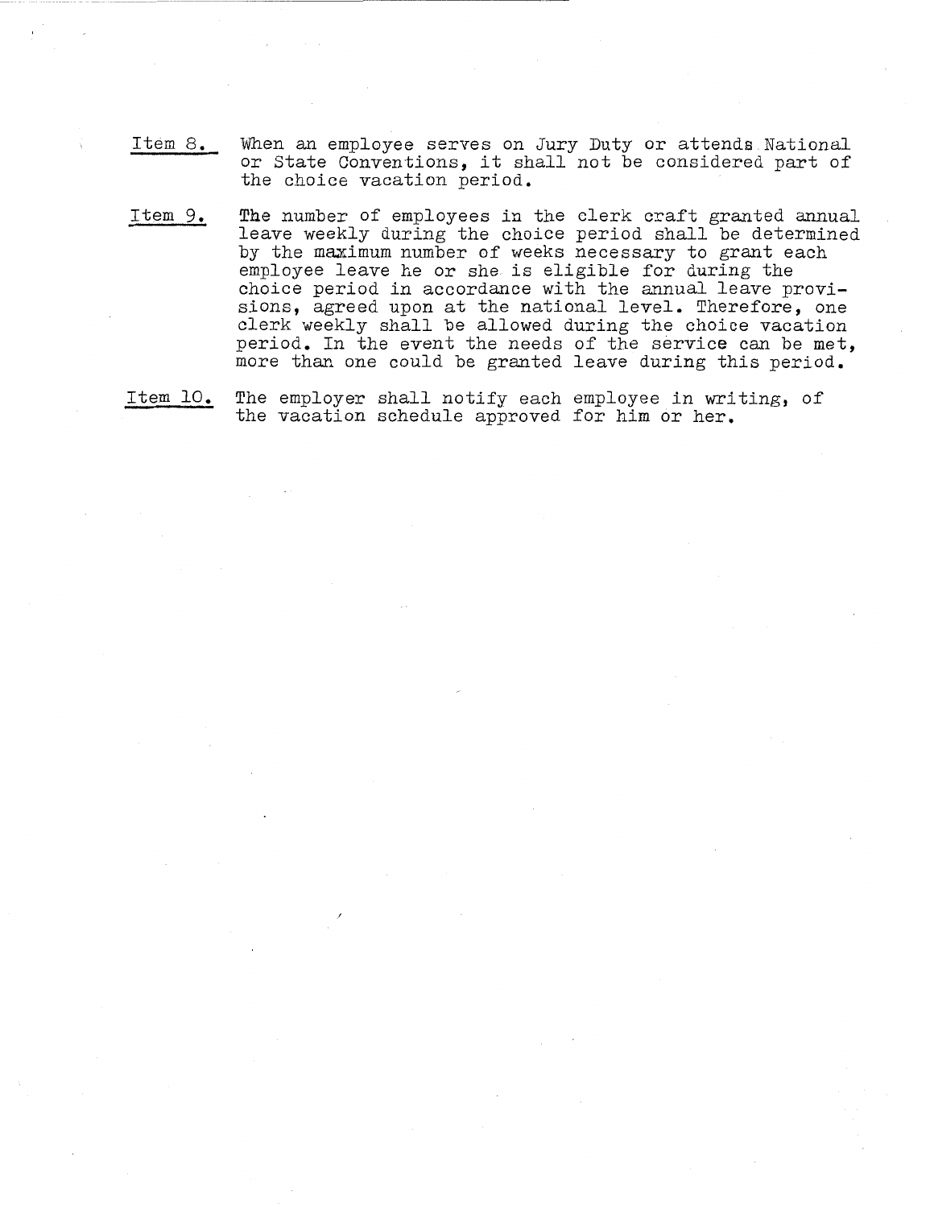Item 8. When an employee serves on Jury Duty or attends National or State Conventions, it shall not be considered part of the choice vacation period.

Item 9. The number of employees in the clerk craft granted annual leave weekly during the choice period shall be determined by the maximum number of weeks necessary to grant each employee leave he or she is eligible for during the choice period in accordance with the annual leave provisions, agreed upon at the national level. Therefore, one clerk weekly shall be allowed during the choice vacation period. In the event the needs of the service can be met, more than one could be granted leave during this period.

Item 10. The employer shall notify each employee in writing, of the vacation schedule approved for him or her.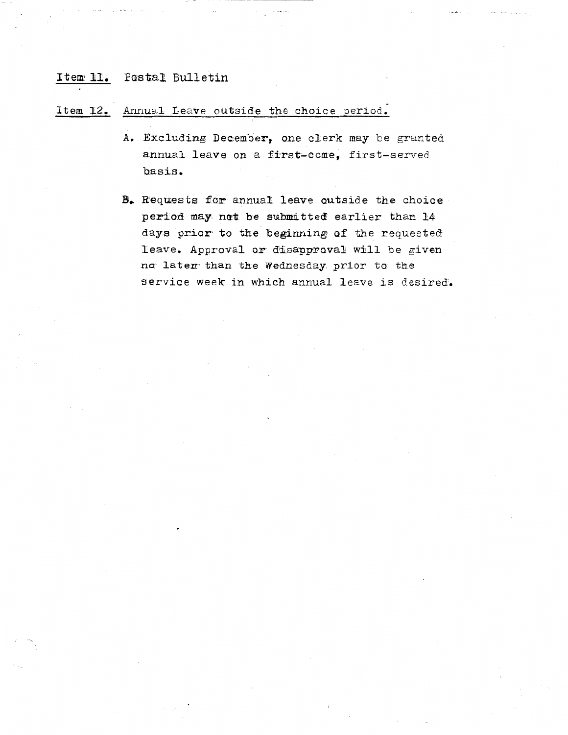<u>Item 11.</u> Postal Bulletin

<u>Item 12.</u> <u>Annual Leave outside the choice period.</u>

A. Excluding December, one clerk may be granted annual leave on a first-come, first-served basis.

B. Requests for annual leave outside the choice period may not be submitted earlier than 14 days prior to the beginning of the requested leave. Approval or disapproval will be given no later than the Wednesday prior to the service week in which annual leave is desired.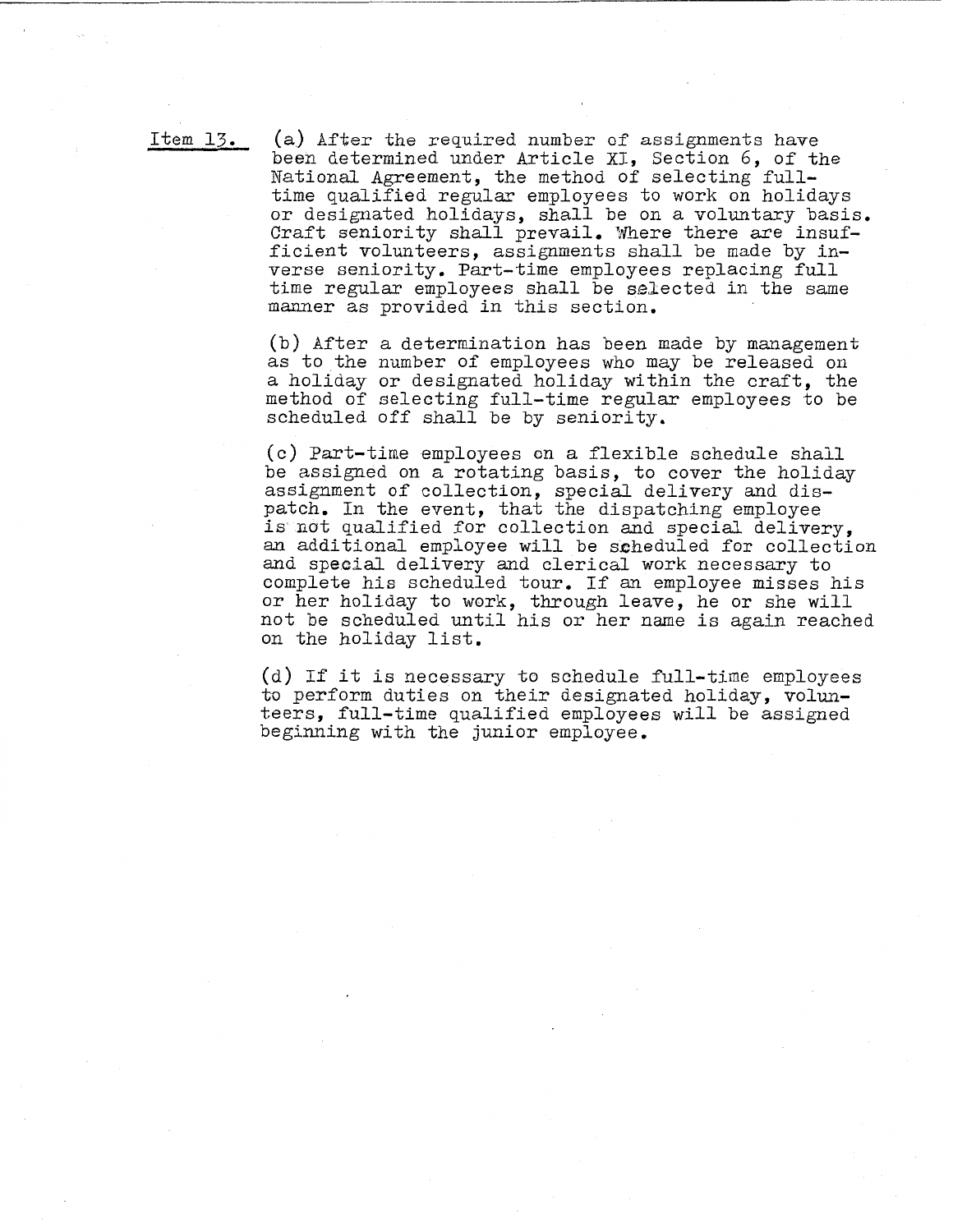Item 13. (a) After the required number of assignments have been determined under Article XI, Section 6, of the National Agreement, the method of selecting full-time qualified regular employees to work on holidays or designated holidays, shall be on a voluntary basis. Craft seniority shall prevail. Where there are insufficient volunteers, assignments shall be made by inverse seniority. Part-time employees replacing full time regular employees shall be selected in the same manner as provided in this section.

(b) After a determination has been made by management as to the number of employees who may be released on a holiday or designated holiday within the craft, the method of selecting full-time regular employees to be scheduled off shall be by seniority.

(c) Part-time employees on a flexible schedule shall be assigned on a rotating basis, to cover the holiday assignment of collection, special delivery and dispatch. In the event, that the dispatching employee is not qualified for collection and special delivery, an additional employee will be scheduled for collection and special delivery and clerical work necessary to complete his scheduled tour. If an employee misses his or her holiday to work, through leave, he or she will not be scheduled until his or her name is again reached on the holiday list.

(d) If it is necessary to schedule full-time employees to perform duties on their designated holiday, volunteers, full-time qualified employees will be assigned beginning with the junior employee.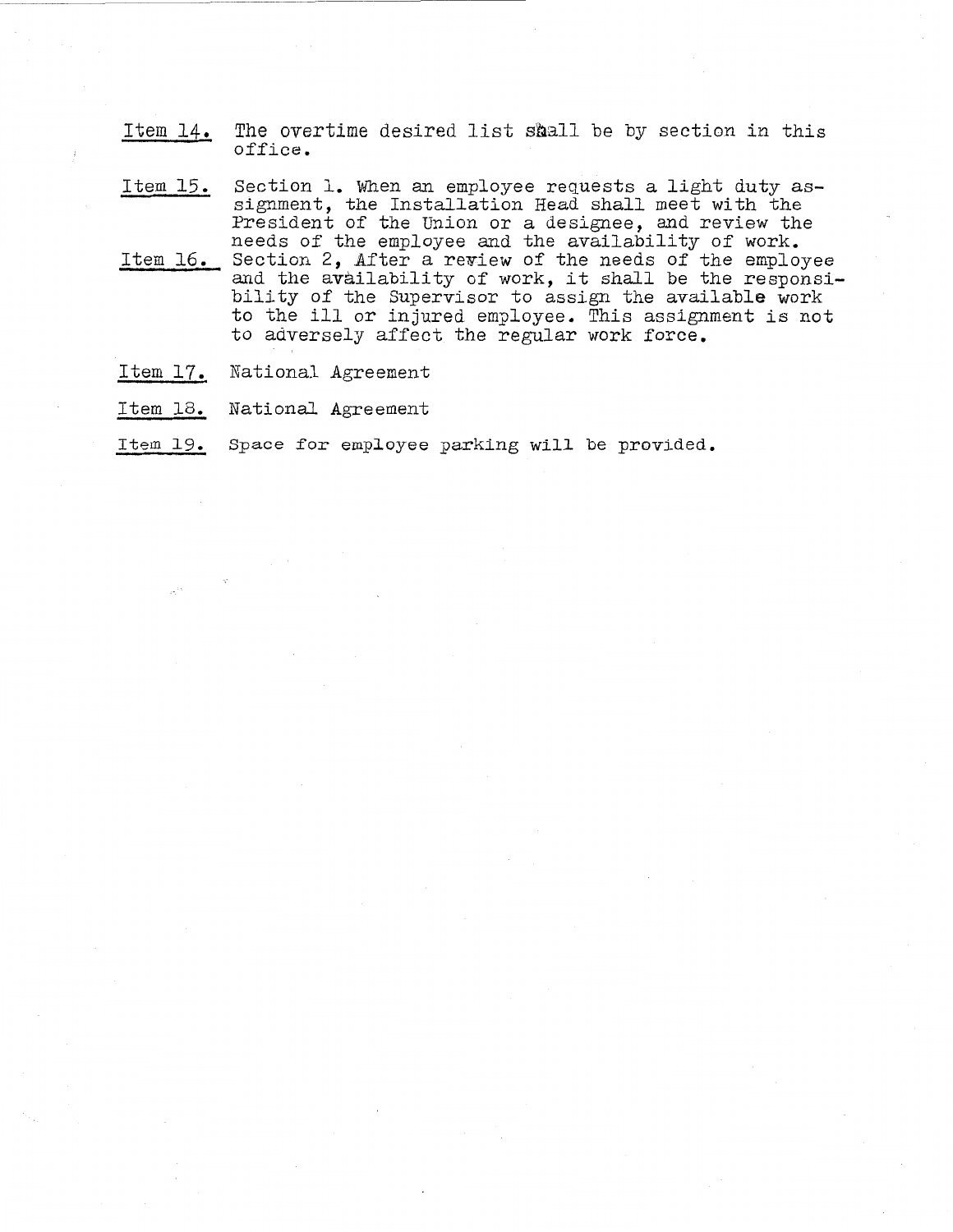Item 14. The overtime desired list shall be by section in this office.

Item 15. Section 1. When an employee requests a light duty assignment, the Installation Head shall meet with the President of the Union or a designee, and review the needs of the employee and the availability of work.

Item 16. Section 2, After a review of the needs of the employee and the availability of work, it shall be the responsibility of the Supervisor to assign the available work to the ill or injured employee. This assignment is not to adversely affect the regular work force.

Item 17. National Agreement

Item 18. National Agreement

Item 19. Space for employee parking will be provided.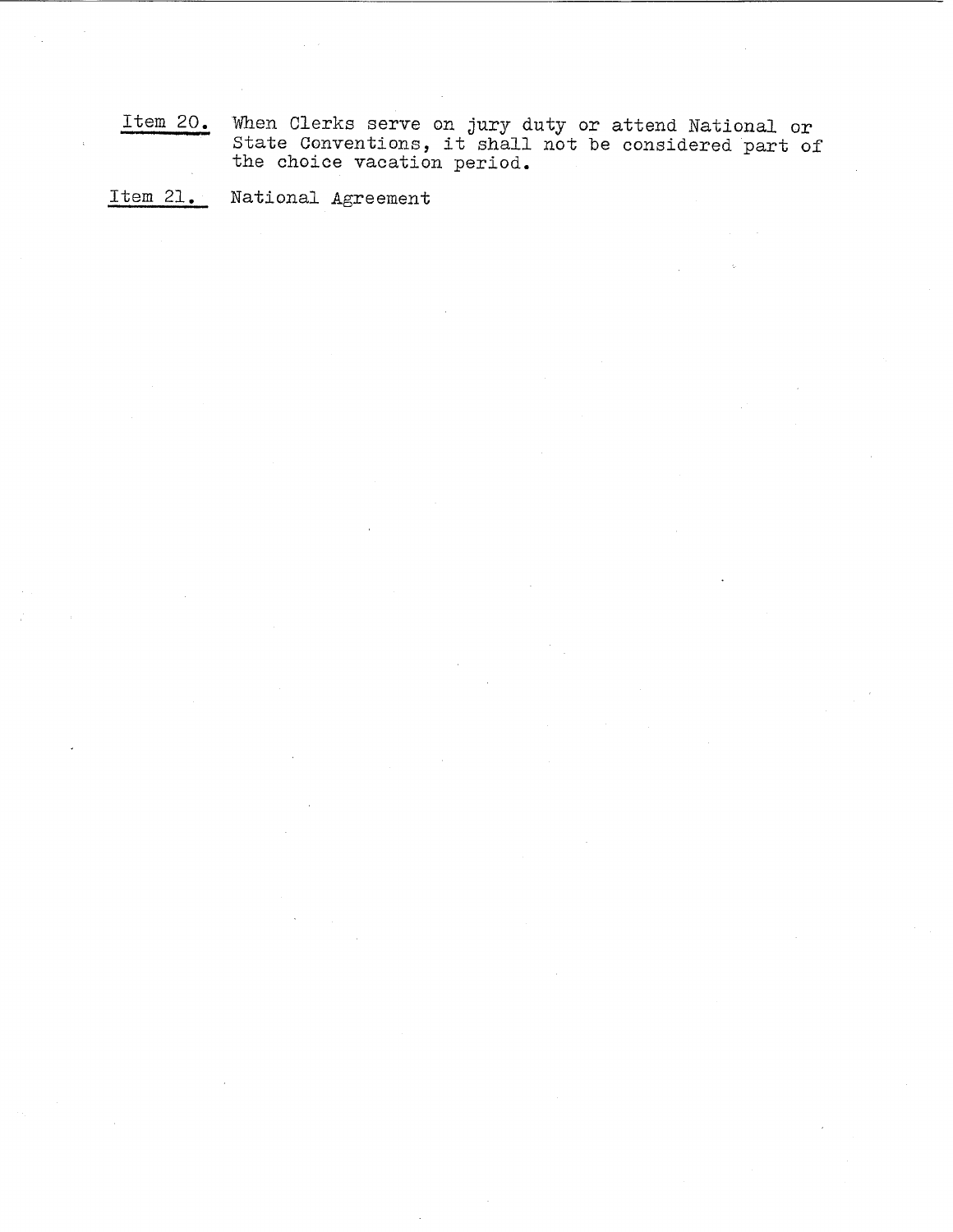<u>Item 20.</u> When Clerks serve on jury duty or attend National or State Conventions, it shall not be considered part of the choice vacation period.

<u>Item 21.</u> National Agreement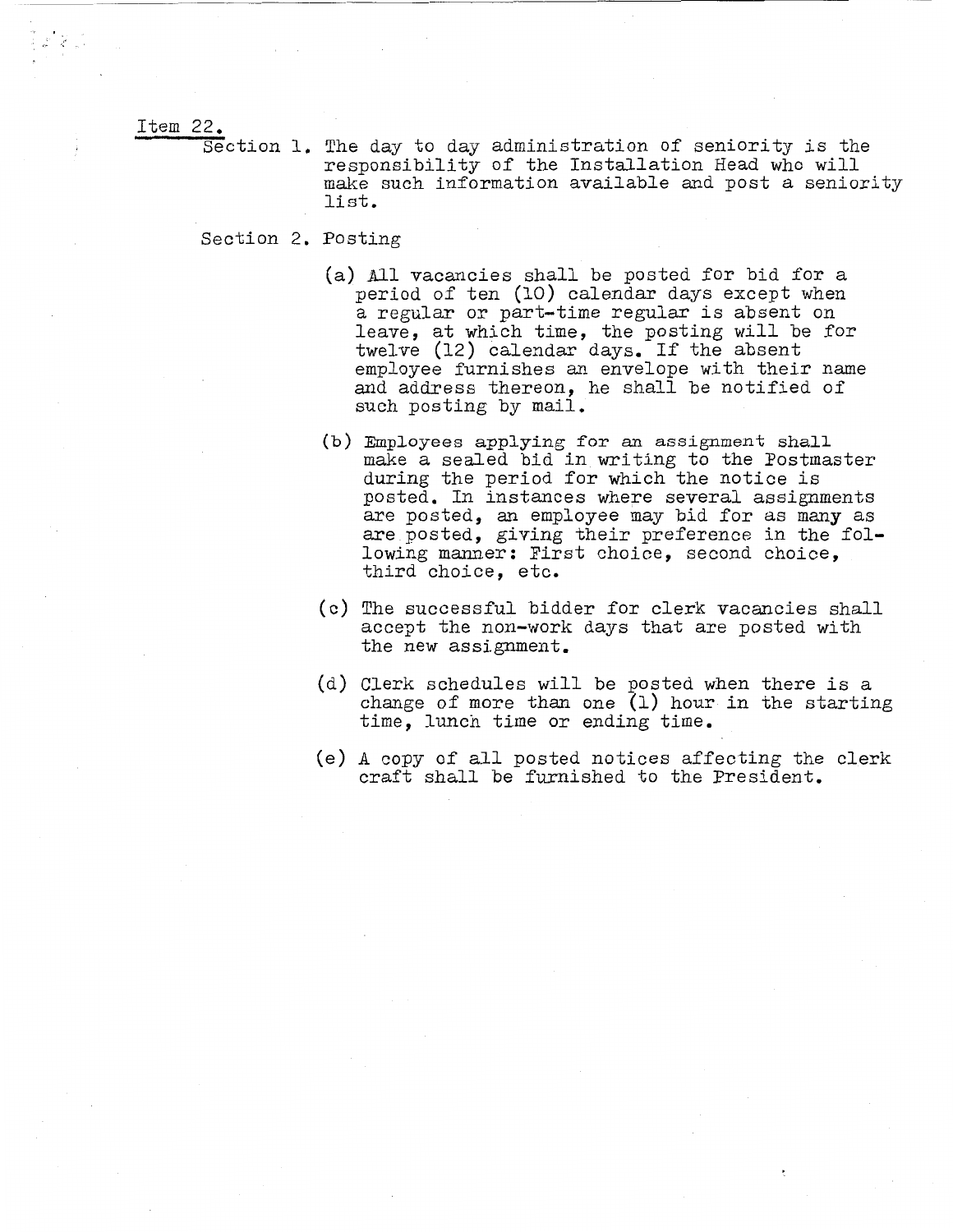Item 22.

Section 1. The day to day administration of seniority is the responsibility of the Installation Head who will make such information available and post a seniority list.

Section 2. Posting

(a) All vacancies shall be posted for bid for a period of ten (10) calendar days except when a regular or part-time regular is absent on leave, at which time, the posting will be for twelve (12) calendar days. If the absent employee furnishes an envelope with their name and address thereon, he shall be notified of such posting by mail.

(b) Employees applying for an assignment shall make a sealed bid in writing to the Postmaster during the period for which the notice is posted. In instances where several assignments are posted, an employee may bid for as many as are posted, giving their preference in the following manner: First choice, second choice, third choice, etc.

(c) The successful bidder for clerk vacancies shall accept the non-work days that are posted with the new assignment.

(d) Clerk schedules will be posted when there is a change of more than one (1) hour in the starting time, lunch time or ending time.

(e) A copy of all posted notices affecting the clerk craft shall be furnished to the President.